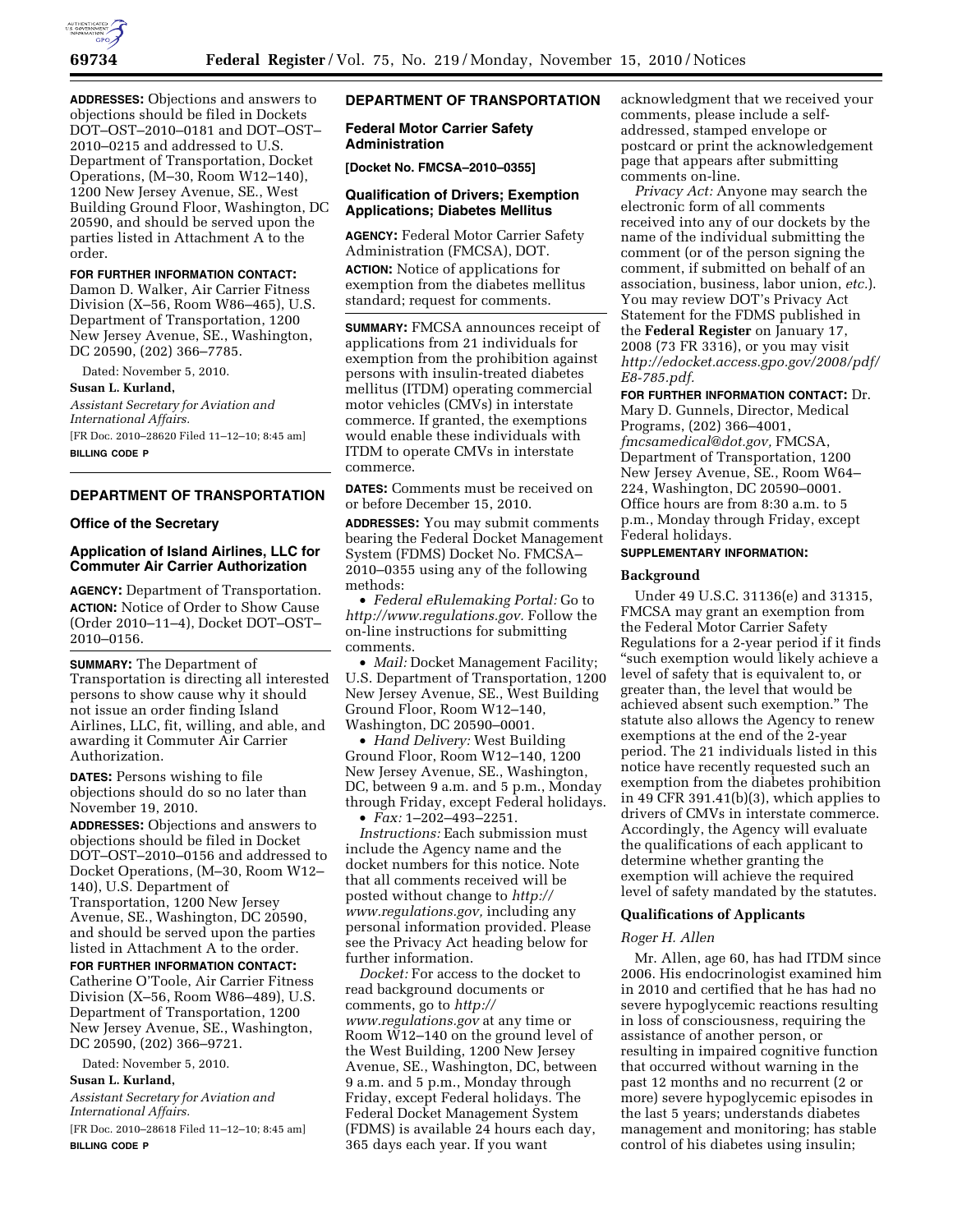**ADDRESSES:** Objections and answers to objections should be filed in Dockets DOT–OST–2010–0181 and DOT–OST–2010–0215 and addressed to U.S. Department of Transportation, Docket Operations, (M–30, Room W12–140), 1200 New Jersey Avenue, SE., West Building Ground Floor, Washington, DC 20590, and should be served upon the parties listed in Attachment A to the order.

**FOR FURTHER INFORMATION CONTACT:** Damon D. Walker, Air Carrier Fitness Division (X–56, Room W86–465), U.S. Department of Transportation, 1200 New Jersey Avenue, SE., Washington, DC 20590, (202) 366–7785.

Dated: November 5, 2010.

**Susan L. Kurland,**

*Assistant Secretary for Aviation and International Affairs.*

[FR Doc. 2010–28620 Filed 11–12–10; 8:45 am]

**BILLING CODE P**

## DEPARTMENT OF TRANSPORTATION

### Office of the Secretary

### Application of Island Airlines, LLC for Commuter Air Carrier Authorization

**AGENCY:** Department of Transportation.

**ACTION:** Notice of Order to Show Cause (Order 2010–11–4), Docket DOT–OST–2010–0156.

**SUMMARY:** The Department of Transportation is directing all interested persons to show cause why it should not issue an order finding Island Airlines, LLC, fit, willing, and able, and awarding it Commuter Air Carrier Authorization.

**DATES:** Persons wishing to file objections should do so no later than November 19, 2010.

**ADDRESSES:** Objections and answers to objections should be filed in Docket DOT–OST–2010–0156 and addressed to Docket Operations, (M–30, Room W12–140), U.S. Department of Transportation, 1200 New Jersey Avenue, SE., Washington, DC 20590, and should be served upon the parties listed in Attachment A to the order.

**FOR FURTHER INFORMATION CONTACT:** Catherine O'Toole, Air Carrier Fitness Division (X–56, Room W86–489), U.S. Department of Transportation, 1200 New Jersey Avenue, SE., Washington, DC 20590, (202) 366–9721.

Dated: November 5, 2010.

**Susan L. Kurland,**

*Assistant Secretary for Aviation and International Affairs.*

[FR Doc. 2010–28618 Filed 11–12–10; 8:45 am]

**BILLING CODE P**

## DEPARTMENT OF TRANSPORTATION

### Federal Motor Carrier Safety Administration

**[Docket No. FMCSA–2010–0355]**

### Qualification of Drivers; Exemption Applications; Diabetes Mellitus

**AGENCY:** Federal Motor Carrier Safety Administration (FMCSA), DOT.

**ACTION:** Notice of applications for exemption from the diabetes mellitus standard; request for comments.

**SUMMARY:** FMCSA announces receipt of applications from 21 individuals for exemption from the prohibition against persons with insulin-treated diabetes mellitus (ITDM) operating commercial motor vehicles (CMVs) in interstate commerce. If granted, the exemptions would enable these individuals with ITDM to operate CMVs in interstate commerce.

**DATES:** Comments must be received on or before December 15, 2010.

**ADDRESSES:** You may submit comments bearing the Federal Docket Management System (FDMS) Docket No. FMCSA–2010–0355 using any of the following methods:

- *Federal eRulemaking Portal:* Go to *http://www.regulations.gov.* Follow the on-line instructions for submitting comments.
- *Mail:* Docket Management Facility; U.S. Department of Transportation, 1200 New Jersey Avenue, SE., West Building Ground Floor, Room W12–140, Washington, DC 20590–0001.
- *Hand Delivery:* West Building Ground Floor, Room W12–140, 1200 New Jersey Avenue, SE., Washington, DC, between 9 a.m. and 5 p.m., Monday through Friday, except Federal holidays.
- *Fax:* 1–202–493–2251.

*Instructions:* Each submission must include the Agency name and the docket numbers for this notice. Note that all comments received will be posted without change to *http://www.regulations.gov,* including any personal information provided. Please see the Privacy Act heading below for further information.

*Docket:* For access to the docket to read background documents or comments, go to *http://www.regulations.gov* at any time or Room W12–140 on the ground level of the West Building, 1200 New Jersey Avenue, SE., Washington, DC, between 9 a.m. and 5 p.m., Monday through Friday, except Federal holidays. The Federal Docket Management System (FDMS) is available 24 hours each day, 365 days each year. If you want acknowledgment that we received your comments, please include a self-addressed, stamped envelope or postcard or print the acknowledgement page that appears after submitting comments on-line.

*Privacy Act:* Anyone may search the electronic form of all comments received into any of our dockets by the name of the individual submitting the comment (or of the person signing the comment, if submitted on behalf of an association, business, labor union, *etc.*). You may review DOT's Privacy Act Statement for the FDMS published in the **Federal Register** on January 17, 2008 (73 FR 3316), or you may visit *http://edocket.access.gpo.gov/2008/pdf/E8-785.pdf.*

**FOR FURTHER INFORMATION CONTACT:** Dr. Mary D. Gunnels, Director, Medical Programs, (202) 366–4001, *fmcsamedical@dot.gov,* FMCSA, Department of Transportation, 1200 New Jersey Avenue, SE., Room W64–224, Washington, DC 20590–0001. Office hours are from 8:30 a.m. to 5 p.m., Monday through Friday, except Federal holidays.

**SUPPLEMENTARY INFORMATION:**

#### Background

Under 49 U.S.C. 31136(e) and 31315, FMCSA may grant an exemption from the Federal Motor Carrier Safety Regulations for a 2-year period if it finds "such exemption would likely achieve a level of safety that is equivalent to, or greater than, the level that would be achieved absent such exemption." The statute also allows the Agency to renew exemptions at the end of the 2-year period. The 21 individuals listed in this notice have recently requested such an exemption from the diabetes prohibition in 49 CFR 391.41(b)(3), which applies to drivers of CMVs in interstate commerce. Accordingly, the Agency will evaluate the qualifications of each applicant to determine whether granting the exemption will achieve the required level of safety mandated by the statutes.

#### Qualifications of Applicants

*Roger H. Allen*

Mr. Allen, age 60, has had ITDM since 2006. His endocrinologist examined him in 2010 and certified that he has had no severe hypoglycemic reactions resulting in loss of consciousness, requiring the assistance of another person, or resulting in impaired cognitive function that occurred without warning in the past 12 months and no recurrent (2 or more) severe hypoglycemic episodes in the last 5 years; understands diabetes management and monitoring; has stable control of his diabetes using insulin;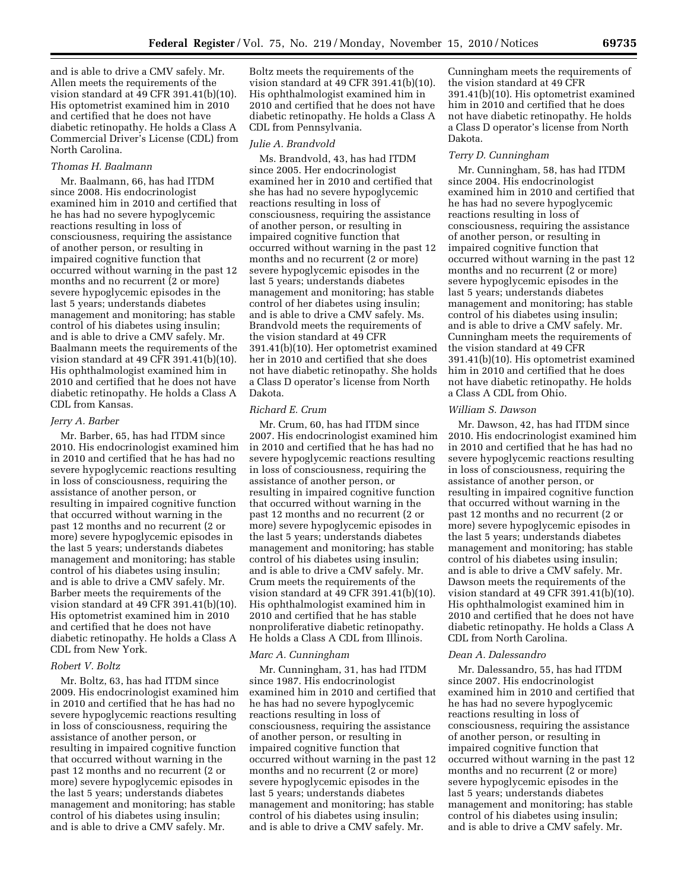and is able to drive a CMV safely. Mr. Allen meets the requirements of the vision standard at 49 CFR 391.41(b)(10). His optometrist examined him in 2010 and certified that he does not have diabetic retinopathy. He holds a Class A Commercial Driver's License (CDL) from North Carolina.

*Thomas H. Baalmann*

Mr. Baalmann, 66, has had ITDM since 2008. His endocrinologist examined him in 2010 and certified that he has had no severe hypoglycemic reactions resulting in loss of consciousness, requiring the assistance of another person, or resulting in impaired cognitive function that occurred without warning in the past 12 months and no recurrent (2 or more) severe hypoglycemic episodes in the last 5 years; understands diabetes management and monitoring; has stable control of his diabetes using insulin; and is able to drive a CMV safely. Mr. Baalmann meets the requirements of the vision standard at 49 CFR 391.41(b)(10). His ophthalmologist examined him in 2010 and certified that he does not have diabetic retinopathy. He holds a Class A CDL from Kansas.

*Jerry A. Barber*

Mr. Barber, 65, has had ITDM since 2010. His endocrinologist examined him in 2010 and certified that he has had no severe hypoglycemic reactions resulting in loss of consciousness, requiring the assistance of another person, or resulting in impaired cognitive function that occurred without warning in the past 12 months and no recurrent (2 or more) severe hypoglycemic episodes in the last 5 years; understands diabetes management and monitoring; has stable control of his diabetes using insulin; and is able to drive a CMV safely. Mr. Barber meets the requirements of the vision standard at 49 CFR 391.41(b)(10). His optometrist examined him in 2010 and certified that he does not have diabetic retinopathy. He holds a Class A CDL from New York.

*Robert V. Boltz*

Mr. Boltz, 63, has had ITDM since 2009. His endocrinologist examined him in 2010 and certified that he has had no severe hypoglycemic reactions resulting in loss of consciousness, requiring the assistance of another person, or resulting in impaired cognitive function that occurred without warning in the past 12 months and no recurrent (2 or more) severe hypoglycemic episodes in the last 5 years; understands diabetes management and monitoring; has stable control of his diabetes using insulin; and is able to drive a CMV safely. Mr. Boltz meets the requirements of the vision standard at 49 CFR 391.41(b)(10). His ophthalmologist examined him in 2010 and certified that he does not have diabetic retinopathy. He holds a Class A CDL from Pennsylvania.

*Julie A. Brandvold*

Ms. Brandvold, 43, has had ITDM since 2005. Her endocrinologist examined her in 2010 and certified that she has had no severe hypoglycemic reactions resulting in loss of consciousness, requiring the assistance of another person, or resulting in impaired cognitive function that occurred without warning in the past 12 months and no recurrent (2 or more) severe hypoglycemic episodes in the last 5 years; understands diabetes management and monitoring; has stable control of her diabetes using insulin; and is able to drive a CMV safely. Ms. Brandvold meets the requirements of the vision standard at 49 CFR 391.41(b)(10). Her optometrist examined her in 2010 and certified that she does not have diabetic retinopathy. She holds a Class D operator's license from North Dakota.

*Richard E. Crum*

Mr. Crum, 60, has had ITDM since 2007. His endocrinologist examined him in 2010 and certified that he has had no severe hypoglycemic reactions resulting in loss of consciousness, requiring the assistance of another person, or resulting in impaired cognitive function that occurred without warning in the past 12 months and no recurrent (2 or more) severe hypoglycemic episodes in the last 5 years; understands diabetes management and monitoring; has stable control of his diabetes using insulin; and is able to drive a CMV safely. Mr. Crum meets the requirements of the vision standard at 49 CFR 391.41(b)(10). His ophthalmologist examined him in 2010 and certified that he has stable nonproliferative diabetic retinopathy. He holds a Class A CDL from Illinois.

*Marc A. Cunningham*

Mr. Cunningham, 31, has had ITDM since 1987. His endocrinologist examined him in 2010 and certified that he has had no severe hypoglycemic reactions resulting in loss of consciousness, requiring the assistance of another person, or resulting in impaired cognitive function that occurred without warning in the past 12 months and no recurrent (2 or more) severe hypoglycemic episodes in the last 5 years; understands diabetes management and monitoring; has stable control of his diabetes using insulin; and is able to drive a CMV safely. Mr. Cunningham meets the requirements of the vision standard at 49 CFR 391.41(b)(10). His optometrist examined him in 2010 and certified that he does not have diabetic retinopathy. He holds a Class D operator's license from North Dakota.

*Terry D. Cunningham*

Mr. Cunningham, 58, has had ITDM since 2004. His endocrinologist examined him in 2010 and certified that he has had no severe hypoglycemic reactions resulting in loss of consciousness, requiring the assistance of another person, or resulting in impaired cognitive function that occurred without warning in the past 12 months and no recurrent (2 or more) severe hypoglycemic episodes in the last 5 years; understands diabetes management and monitoring; has stable control of his diabetes using insulin; and is able to drive a CMV safely. Mr. Cunningham meets the requirements of the vision standard at 49 CFR 391.41(b)(10). His optometrist examined him in 2010 and certified that he does not have diabetic retinopathy. He holds a Class A CDL from Ohio.

*William S. Dawson*

Mr. Dawson, 42, has had ITDM since 2010. His endocrinologist examined him in 2010 and certified that he has had no severe hypoglycemic reactions resulting in loss of consciousness, requiring the assistance of another person, or resulting in impaired cognitive function that occurred without warning in the past 12 months and no recurrent (2 or more) severe hypoglycemic episodes in the last 5 years; understands diabetes management and monitoring; has stable control of his diabetes using insulin; and is able to drive a CMV safely. Mr. Dawson meets the requirements of the vision standard at 49 CFR 391.41(b)(10). His ophthalmologist examined him in 2010 and certified that he does not have diabetic retinopathy. He holds a Class A CDL from North Carolina.

*Dean A. Dalessandro*

Mr. Dalessandro, 55, has had ITDM since 2007. His endocrinologist examined him in 2010 and certified that he has had no severe hypoglycemic reactions resulting in loss of consciousness, requiring the assistance of another person, or resulting in impaired cognitive function that occurred without warning in the past 12 months and no recurrent (2 or more) severe hypoglycemic episodes in the last 5 years; understands diabetes management and monitoring; has stable control of his diabetes using insulin; and is able to drive a CMV safely. Mr.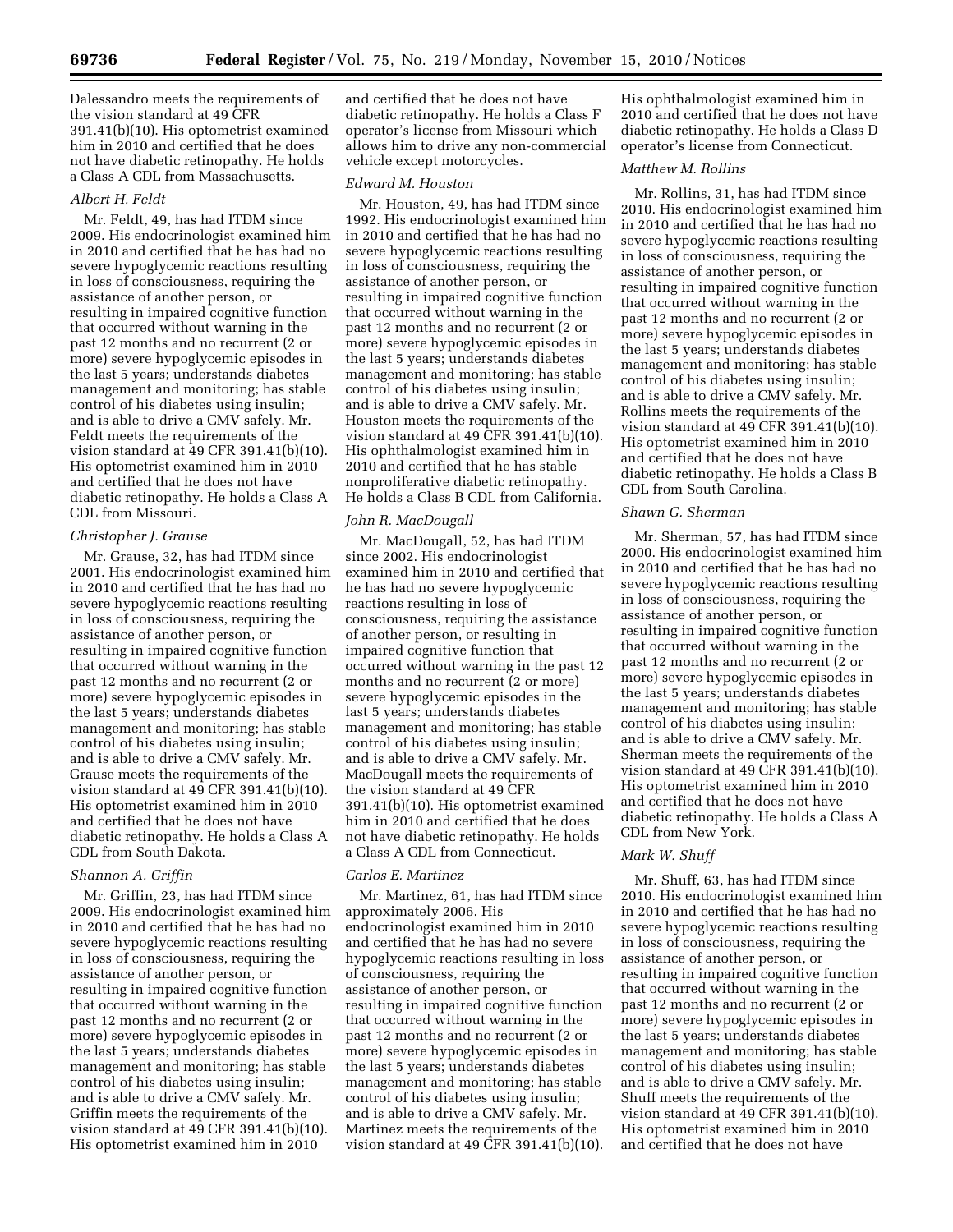Dalessandro meets the requirements of the vision standard at 49 CFR 391.41(b)(10). His optometrist examined him in 2010 and certified that he does not have diabetic retinopathy. He holds a Class A CDL from Massachusetts.

*Albert H. Feldt*

Mr. Feldt, 49, has had ITDM since 2009. His endocrinologist examined him in 2010 and certified that he has had no severe hypoglycemic reactions resulting in loss of consciousness, requiring the assistance of another person, or resulting in impaired cognitive function that occurred without warning in the past 12 months and no recurrent (2 or more) severe hypoglycemic episodes in the last 5 years; understands diabetes management and monitoring; has stable control of his diabetes using insulin; and is able to drive a CMV safely. Mr. Feldt meets the requirements of the vision standard at 49 CFR 391.41(b)(10). His optometrist examined him in 2010 and certified that he does not have diabetic retinopathy. He holds a Class A CDL from Missouri.

*Christopher J. Grause*

Mr. Grause, 32, has had ITDM since 2001. His endocrinologist examined him in 2010 and certified that he has had no severe hypoglycemic reactions resulting in loss of consciousness, requiring the assistance of another person, or resulting in impaired cognitive function that occurred without warning in the past 12 months and no recurrent (2 or more) severe hypoglycemic episodes in the last 5 years; understands diabetes management and monitoring; has stable control of his diabetes using insulin; and is able to drive a CMV safely. Mr. Grause meets the requirements of the vision standard at 49 CFR 391.41(b)(10). His optometrist examined him in 2010 and certified that he does not have diabetic retinopathy. He holds a Class A CDL from South Dakota.

*Shannon A. Griffin*

Mr. Griffin, 23, has had ITDM since 2009. His endocrinologist examined him in 2010 and certified that he has had no severe hypoglycemic reactions resulting in loss of consciousness, requiring the assistance of another person, or resulting in impaired cognitive function that occurred without warning in the past 12 months and no recurrent (2 or more) severe hypoglycemic episodes in the last 5 years; understands diabetes management and monitoring; has stable control of his diabetes using insulin; and is able to drive a CMV safely. Mr. Griffin meets the requirements of the vision standard at 49 CFR 391.41(b)(10). His optometrist examined him in 2010 and certified that he does not have diabetic retinopathy. He holds a Class F operator's license from Missouri which allows him to drive any non-commercial vehicle except motorcycles.

*Edward M. Houston*

Mr. Houston, 49, has had ITDM since 1992. His endocrinologist examined him in 2010 and certified that he has had no severe hypoglycemic reactions resulting in loss of consciousness, requiring the assistance of another person, or resulting in impaired cognitive function that occurred without warning in the past 12 months and no recurrent (2 or more) severe hypoglycemic episodes in the last 5 years; understands diabetes management and monitoring; has stable control of his diabetes using insulin; and is able to drive a CMV safely. Mr. Houston meets the requirements of the vision standard at 49 CFR 391.41(b)(10). His ophthalmologist examined him in 2010 and certified that he has stable nonproliferative diabetic retinopathy. He holds a Class B CDL from California.

*John R. MacDougall*

Mr. MacDougall, 52, has had ITDM since 2002. His endocrinologist examined him in 2010 and certified that he has had no severe hypoglycemic reactions resulting in loss of consciousness, requiring the assistance of another person, or resulting in impaired cognitive function that occurred without warning in the past 12 months and no recurrent (2 or more) severe hypoglycemic episodes in the last 5 years; understands diabetes management and monitoring; has stable control of his diabetes using insulin; and is able to drive a CMV safely. Mr. MacDougall meets the requirements of the vision standard at 49 CFR 391.41(b)(10). His optometrist examined him in 2010 and certified that he does not have diabetic retinopathy. He holds a Class A CDL from Connecticut.

*Carlos E. Martinez*

Mr. Martinez, 61, has had ITDM since approximately 2006. His endocrinologist examined him in 2010 and certified that he has had no severe hypoglycemic reactions resulting in loss of consciousness, requiring the assistance of another person, or resulting in impaired cognitive function that occurred without warning in the past 12 months and no recurrent (2 or more) severe hypoglycemic episodes in the last 5 years; understands diabetes management and monitoring; has stable control of his diabetes using insulin; and is able to drive a CMV safely. Mr. Martinez meets the requirements of the vision standard at 49 CFR 391.41(b)(10). His ophthalmologist examined him in 2010 and certified that he does not have diabetic retinopathy. He holds a Class D operator's license from Connecticut.

*Matthew M. Rollins*

Mr. Rollins, 31, has had ITDM since 2010. His endocrinologist examined him in 2010 and certified that he has had no severe hypoglycemic reactions resulting in loss of consciousness, requiring the assistance of another person, or resulting in impaired cognitive function that occurred without warning in the past 12 months and no recurrent (2 or more) severe hypoglycemic episodes in the last 5 years; understands diabetes management and monitoring; has stable control of his diabetes using insulin; and is able to drive a CMV safely. Mr. Rollins meets the requirements of the vision standard at 49 CFR 391.41(b)(10). His optometrist examined him in 2010 and certified that he does not have diabetic retinopathy. He holds a Class B CDL from South Carolina.

*Shawn G. Sherman*

Mr. Sherman, 57, has had ITDM since 2000. His endocrinologist examined him in 2010 and certified that he has had no severe hypoglycemic reactions resulting in loss of consciousness, requiring the assistance of another person, or resulting in impaired cognitive function that occurred without warning in the past 12 months and no recurrent (2 or more) severe hypoglycemic episodes in the last 5 years; understands diabetes management and monitoring; has stable control of his diabetes using insulin; and is able to drive a CMV safely. Mr. Sherman meets the requirements of the vision standard at 49 CFR 391.41(b)(10). His optometrist examined him in 2010 and certified that he does not have diabetic retinopathy. He holds a Class A CDL from New York.

*Mark W. Shuff*

Mr. Shuff, 63, has had ITDM since 2010. His endocrinologist examined him in 2010 and certified that he has had no severe hypoglycemic reactions resulting in loss of consciousness, requiring the assistance of another person, or resulting in impaired cognitive function that occurred without warning in the past 12 months and no recurrent (2 or more) severe hypoglycemic episodes in the last 5 years; understands diabetes management and monitoring; has stable control of his diabetes using insulin; and is able to drive a CMV safely. Mr. Shuff meets the requirements of the vision standard at 49 CFR 391.41(b)(10). His optometrist examined him in 2010 and certified that he does not have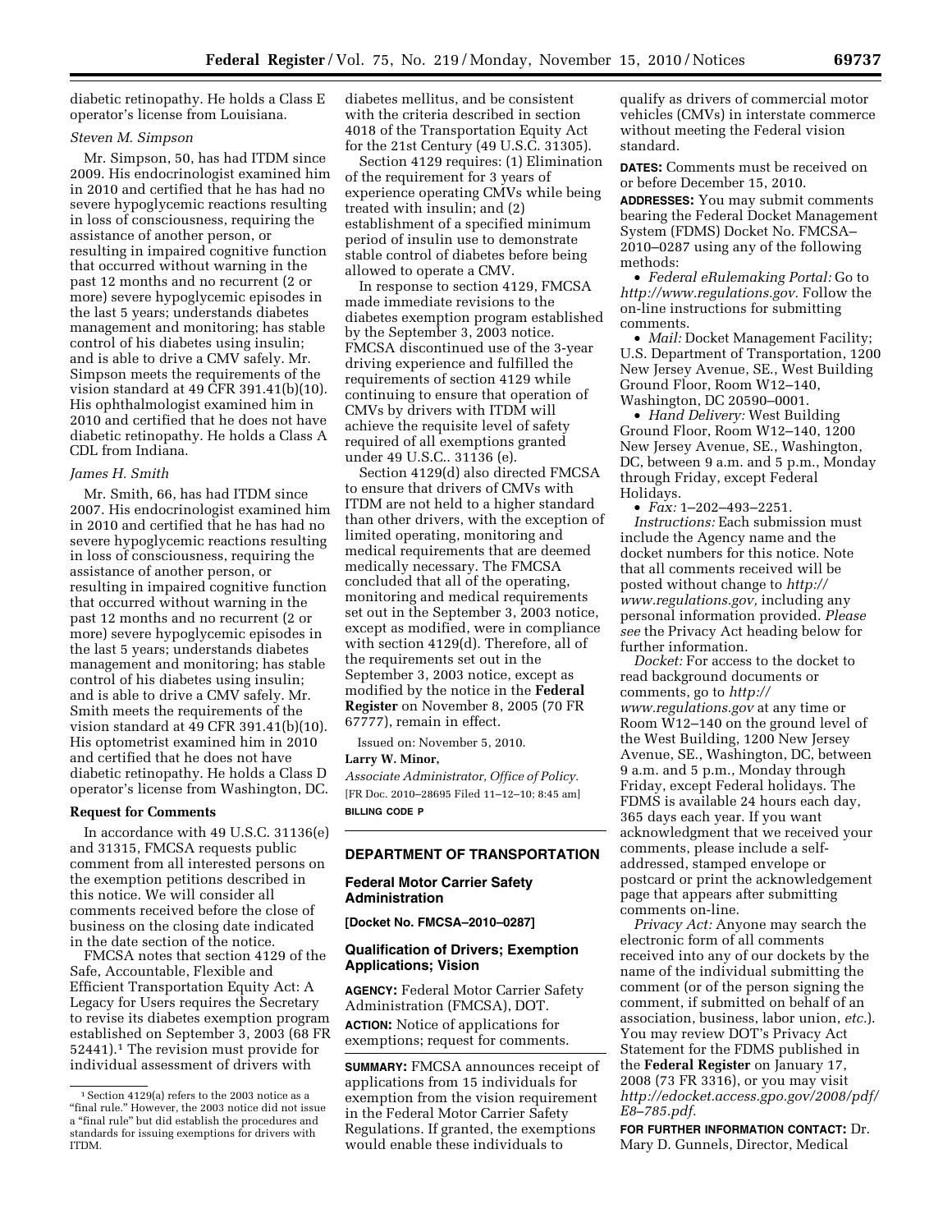diabetic retinopathy. He holds a Class E operator's license from Louisiana.

*Steven M. Simpson*

Mr. Simpson, 50, has had ITDM since 2009. His endocrinologist examined him in 2010 and certified that he has had no severe hypoglycemic reactions resulting in loss of consciousness, requiring the assistance of another person, or resulting in impaired cognitive function that occurred without warning in the past 12 months and no recurrent (2 or more) severe hypoglycemic episodes in the last 5 years; understands diabetes management and monitoring; has stable control of his diabetes using insulin; and is able to drive a CMV safely. Mr. Simpson meets the requirements of the vision standard at 49 CFR 391.41(b)(10). His ophthalmologist examined him in 2010 and certified that he does not have diabetic retinopathy. He holds a Class A CDL from Indiana.

*James H. Smith*

Mr. Smith, 66, has had ITDM since 2007. His endocrinologist examined him in 2010 and certified that he has had no severe hypoglycemic reactions resulting in loss of consciousness, requiring the assistance of another person, or resulting in impaired cognitive function that occurred without warning in the past 12 months and no recurrent (2 or more) severe hypoglycemic episodes in the last 5 years; understands diabetes management and monitoring; has stable control of his diabetes using insulin; and is able to drive a CMV safely. Mr. Smith meets the requirements of the vision standard at 49 CFR 391.41(b)(10). His optometrist examined him in 2010 and certified that he does not have diabetic retinopathy. He holds a Class D operator's license from Washington, DC.

### Request for Comments

In accordance with 49 U.S.C. 31136(e) and 31315, FMCSA requests public comment from all interested persons on the exemption petitions described in this notice. We will consider all comments received before the close of business on the closing date indicated in the date section of the notice.

FMCSA notes that section 4129 of the Safe, Accountable, Flexible and Efficient Transportation Equity Act: A Legacy for Users requires the Secretary to revise its diabetes exemption program established on September 3, 2003 (68 FR 52441).[1] The revision must provide for individual assessment of drivers with diabetes mellitus, and be consistent with the criteria described in section 4018 of the Transportation Equity Act for the 21st Century (49 U.S.C. 31305).

Section 4129 requires: (1) Elimination of the requirement for 3 years of experience operating CMVs while being treated with insulin; and (2) establishment of a specified minimum period of insulin use to demonstrate stable control of diabetes before being allowed to operate a CMV.

In response to section 4129, FMCSA made immediate revisions to the diabetes exemption program established by the September 3, 2003 notice. FMCSA discontinued use of the 3-year driving experience and fulfilled the requirements of section 4129 while continuing to ensure that operation of CMVs by drivers with ITDM will achieve the requisite level of safety required of all exemptions granted under 49 U.S.C.. 31136 (e).

Section 4129(d) also directed FMCSA to ensure that drivers of CMVs with ITDM are not held to a higher standard than other drivers, with the exception of limited operating, monitoring and medical requirements that are deemed medically necessary. The FMCSA concluded that all of the operating, monitoring and medical requirements set out in the September 3, 2003 notice, except as modified, were in compliance with section 4129(d). Therefore, all of the requirements set out in the September 3, 2003 notice, except as modified by the notice in the **Federal Register** on November 8, 2005 (70 FR 67777), remain in effect.

Issued on: November 5, 2010.

**Larry W. Minor,**

*Associate Administrator, Office of Policy.*

[FR Doc. 2010–28695 Filed 11–12–10; 8:45 am]

**BILLING CODE P**

[1] Section 4129(a) refers to the 2003 notice as a "final rule." However, the 2003 notice did not issue a "final rule" but did establish the procedures and standards for issuing exemptions for drivers with ITDM.

## DEPARTMENT OF TRANSPORTATION

### Federal Motor Carrier Safety Administration

**[Docket No. FMCSA–2010–0287]**

### Qualification of Drivers; Exemption Applications; Vision

**AGENCY:** Federal Motor Carrier Safety Administration (FMCSA), DOT.

**ACTION:** Notice of applications for exemptions; request for comments.

**SUMMARY:** FMCSA announces receipt of applications from 15 individuals for exemption from the vision requirement in the Federal Motor Carrier Safety Regulations. If granted, the exemptions would enable these individuals to qualify as drivers of commercial motor vehicles (CMVs) in interstate commerce without meeting the Federal vision standard.

**DATES:** Comments must be received on or before December 15, 2010.

**ADDRESSES:** You may submit comments bearing the Federal Docket Management System (FDMS) Docket No. FMCSA–2010–0287 using any of the following methods:

- *Federal eRulemaking Portal:* Go to *http://www.regulations.gov.* Follow the on-line instructions for submitting comments.
- *Mail:* Docket Management Facility; U.S. Department of Transportation, 1200 New Jersey Avenue, SE., West Building Ground Floor, Room W12–140, Washington, DC 20590–0001.
- *Hand Delivery:* West Building Ground Floor, Room W12–140, 1200 New Jersey Avenue, SE., Washington, DC, between 9 a.m. and 5 p.m., Monday through Friday, except Federal Holidays.
- *Fax:* 1–202–493–2251.

*Instructions:* Each submission must include the Agency name and the docket numbers for this notice. Note that all comments received will be posted without change to *http://www.regulations.gov,* including any personal information provided. *Please see* the Privacy Act heading below for further information.

*Docket:* For access to the docket to read background documents or comments, go to *http://www.regulations.gov* at any time or Room W12–140 on the ground level of the West Building, 1200 New Jersey Avenue, SE., Washington, DC, between 9 a.m. and 5 p.m., Monday through Friday, except Federal holidays. The FDMS is available 24 hours each day, 365 days each year. If you want acknowledgment that we received your comments, please include a self-addressed, stamped envelope or postcard or print the acknowledgement page that appears after submitting comments on-line.

*Privacy Act:* Anyone may search the electronic form of all comments received into any of our dockets by the name of the individual submitting the comment (or of the person signing the comment, if submitted on behalf of an association, business, labor union, *etc.*). You may review DOT's Privacy Act Statement for the FDMS published in the **Federal Register** on January 17, 2008 (73 FR 3316), or you may visit *http://edocket.access.gpo.gov/2008/pdf/E8–785.pdf.*

**FOR FURTHER INFORMATION CONTACT:** Dr. Mary D. Gunnels, Director, Medical